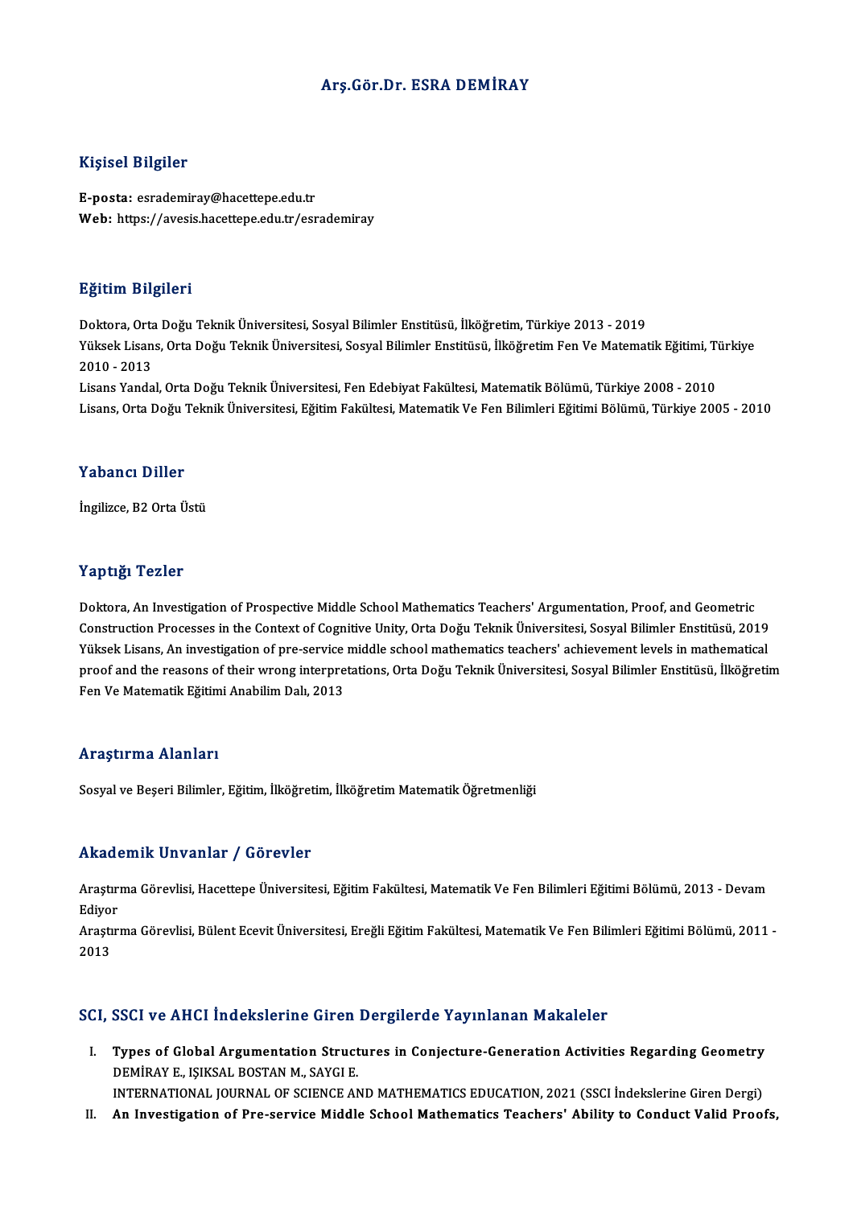# Arş.Gör.Dr. ESRA DEMİRAY

## Kişisel Bilgiler

**E-posta:** esrademiray@hacettepe.edu.tr
**Web:** https://avesis.hacettepe.edu.tr/esrademiray

## Eğitim Bilgileri

Doktora, Orta Doğu Teknik Üniversitesi, Sosyal Bilimler Enstitüsü, İlköğretim, Türkiye 2013 - 2019
Yüksek Lisans, Orta Doğu Teknik Üniversitesi, Sosyal Bilimler Enstitüsü, İlköğretim Fen Ve Matematik Eğitimi, Türkiye 2010 - 2013
Lisans Yandal, Orta Doğu Teknik Üniversitesi, Fen Edebiyat Fakültesi, Matematik Bölümü, Türkiye 2008 - 2010
Lisans, Orta Doğu Teknik Üniversitesi, Eğitim Fakültesi, Matematik Ve Fen Bilimleri Eğitimi Bölümü, Türkiye 2005 - 2010

## Yabancı Diller

İngilizce, B2 Orta Üstü

## Yaptığı Tezler

Doktora, An Investigation of Prospective Middle School Mathematics Teachers' Argumentation, Proof, and Geometric Construction Processes in the Context of Cognitive Unity, Orta Doğu Teknik Üniversitesi, Sosyal Bilimler Enstitüsü, 2019
Yüksek Lisans, An investigation of pre-service middle school mathematics teachers' achievement levels in mathematical proof and the reasons of their wrong interpretations, Orta Doğu Teknik Üniversitesi, Sosyal Bilimler Enstitüsü, İlköğretim Fen Ve Matematik Eğitimi Anabilim Dalı, 2013

## Araştırma Alanları

Sosyal ve Beşeri Bilimler, Eğitim, İlköğretim, İlköğretim Matematik Öğretmenliği

## Akademik Unvanlar / Görevler

Araştırma Görevlisi, Hacettepe Üniversitesi, Eğitim Fakültesi, Matematik Ve Fen Bilimleri Eğitimi Bölümü, 2013 - Devam Ediyor
Araştırma Görevlisi, Bülent Ecevit Üniversitesi, Ereğli Eğitim Fakültesi, Matematik Ve Fen Bilimleri Eğitimi Bölümü, 2011 - 2013

## SCI, SSCI ve AHCI İndekslerine Giren Dergilerde Yayınlanan Makaleler

I. **Types of Global Argumentation Structures in Conjecture-Generation Activities Regarding Geometry**
DEMİRAY E., IŞIKSAL BOSTAN M., SAYGI E.
INTERNATIONAL JOURNAL OF SCIENCE AND MATHEMATICS EDUCATION, 2021 (SSCI İndekslerine Giren Dergi)

II. **An Investigation of Pre-service Middle School Mathematics Teachers' Ability to Conduct Valid Proofs,**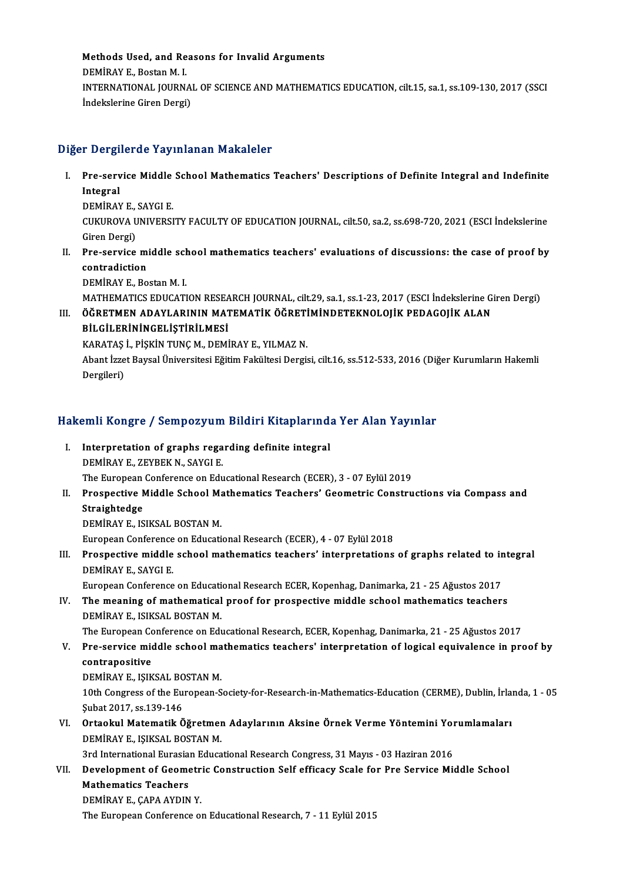**Methods Used, and Reasons for Invalid Arguments**
DEMİRAY E., Bostan M. I.
INTERNATIONAL JOURNAL OF SCIENCE AND MATHEMATICS EDUCATION, cilt.15, sa.1, ss.109-130, 2017 (SSCI İndekslerine Giren Dergi)

## Diğer Dergilerde Yayınlanan Makaleler

I. **Pre-service Middle School Mathematics Teachers' Descriptions of Definite Integral and Indefinite Integral**
DEMİRAY E., SAYGI E.
CUKUROVA UNIVERSITY FACULTY OF EDUCATION JOURNAL, cilt.50, sa.2, ss.698-720, 2021 (ESCI İndekslerine Giren Dergi)

II. **Pre-service middle school mathematics teachers' evaluations of discussions: the case of proof by contradiction**
DEMİRAY E., Bostan M. I.
MATHEMATICS EDUCATION RESEARCH JOURNAL, cilt.29, sa.1, ss.1-23, 2017 (ESCI İndekslerine Giren Dergi)

III. **ÖĞRETMEN ADAYLARININ MATEMATİK ÖĞRETİMİNDETEKNOLOJİK PEDAGOJİK ALAN BİLGİLERİNİNGELİŞTİRİLMESİ**
KARATAŞ İ., PİŞKİN TUNÇ M., DEMİRAY E., YILMAZ N.
Abant İzzet Baysal Üniversitesi Eğitim Fakültesi Dergisi, cilt.16, ss.512-533, 2016 (Diğer Kurumların Hakemli Dergileri)

## Hakemli Kongre / Sempozyum Bildiri Kitaplarında Yer Alan Yayınlar

I. **Interpretation of graphs regarding definite integral**
DEMİRAY E., ZEYBEK N., SAYGI E.
The European Conference on Educational Research (ECER), 3 - 07 Eylül 2019

II. **Prospective Middle School Mathematics Teachers' Geometric Constructions via Compass and Straightedge**
DEMİRAY E., ISIKSAL BOSTAN M.
European Conference on Educational Research (ECER), 4 - 07 Eylül 2018

III. **Prospective middle school mathematics teachers' interpretations of graphs related to integral**
DEMİRAY E., SAYGI E.
European Conference on Educational Research ECER, Kopenhag, Danimarka, 21 - 25 Ağustos 2017

IV. **The meaning of mathematical proof for prospective middle school mathematics teachers**
DEMİRAY E., ISIKSAL BOSTAN M.
The European Conference on Educational Research, ECER, Kopenhag, Danimarka, 21 - 25 Ağustos 2017

V. **Pre-service middle school mathematics teachers' interpretation of logical equivalence in proof by contrapositive**
DEMİRAY E., IŞIKSAL BOSTAN M.
10th Congress of the European-Society-for-Research-in-Mathematics-Education (CERME), Dublin, İrlanda, 1 - 05 Şubat 2017, ss.139-146

VI. **Ortaokul Matematik Öğretmen Adaylarının Aksine Örnek Verme Yöntemini Yorumlamaları**
DEMİRAY E., IŞIKSAL BOSTAN M.
3rd International Eurasian Educational Research Congress, 31 Mayıs - 03 Haziran 2016

VII. **Development of Geometric Construction Self efficacy Scale for Pre Service Middle School Mathematics Teachers**
DEMİRAY E., ÇAPA AYDIN Y.
The European Conference on Educational Research, 7 - 11 Eylül 2015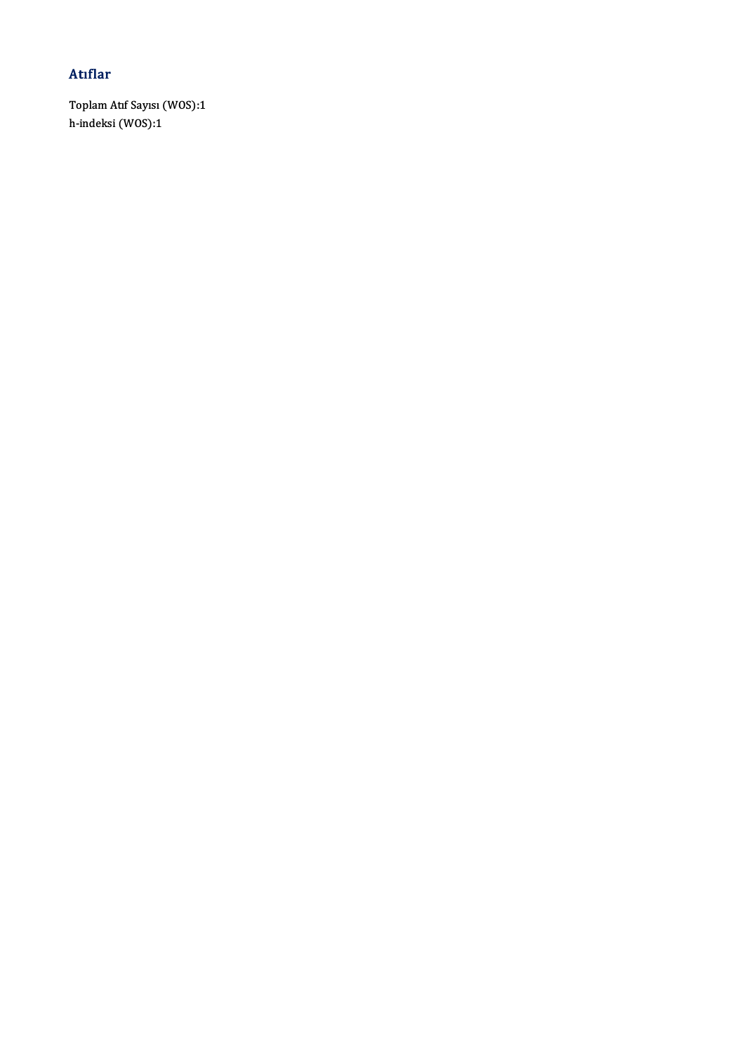## Atıflar

Toplam Atıf Sayısı (WOS):1
h-indeksi (WOS):1